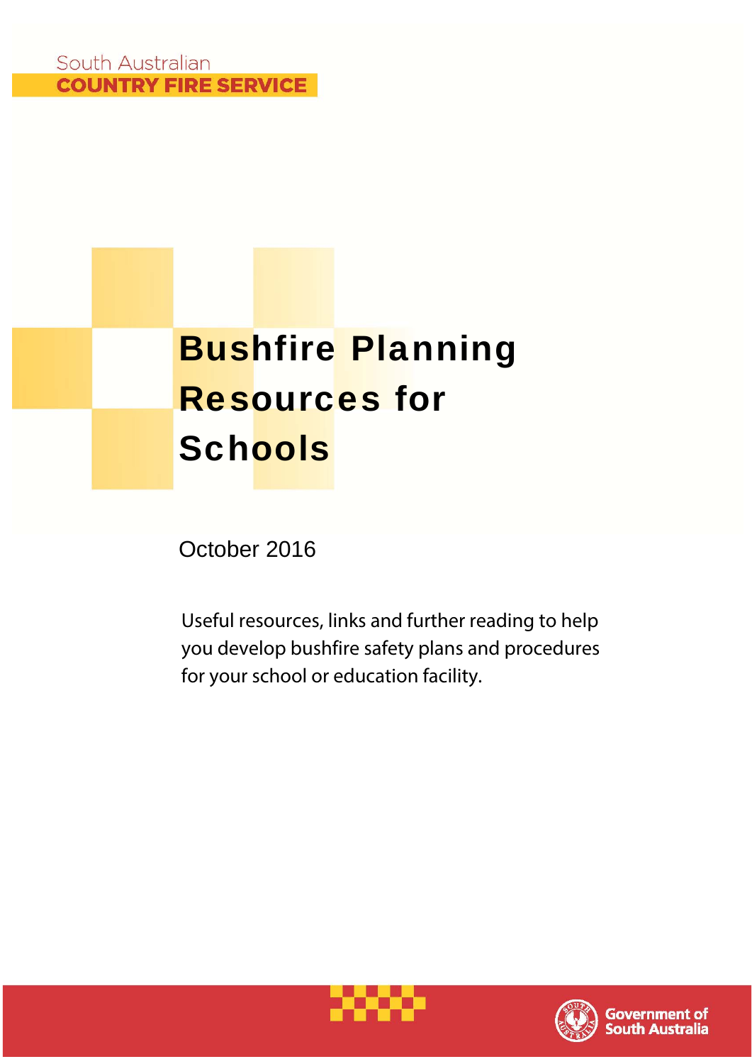South Australian
COUNTRY FIRE SERVICE

# Bushfire Planning Resources for Schools

October 2016

Useful resources, links and further reading to help you develop bushfire safety plans and procedures for your school or education facility.

Government of South Australia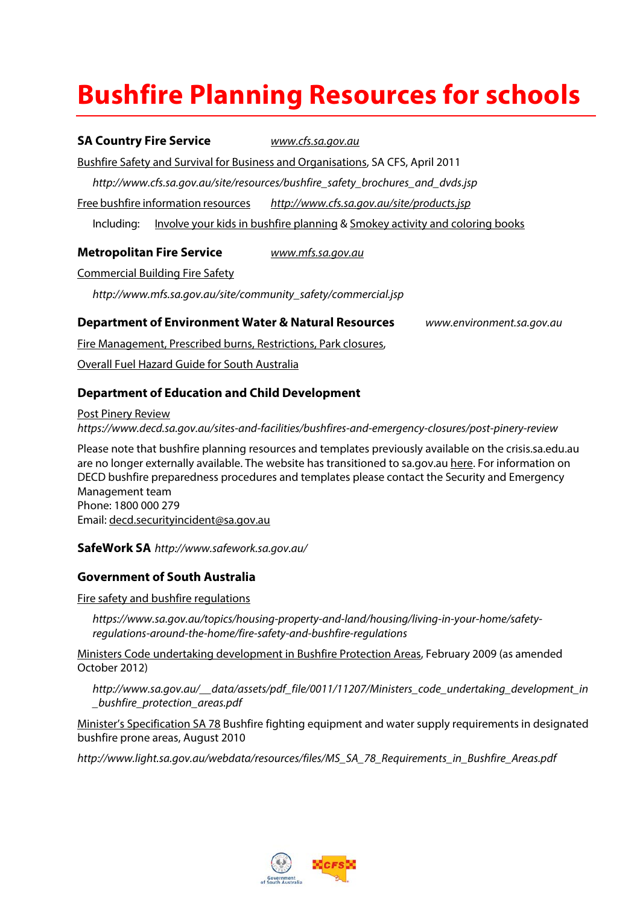# Bushfire Planning Resources for schools

**SA Country Fire Service** *www.cfs.sa.gov.au*

Bushfire Safety and Survival for Business and Organisations, SA CFS, April 2011

*http://www.cfs.sa.gov.au/site/resources/bushfire_safety_brochures_and_dvds.jsp*

Free bushfire information resources *http://www.cfs.sa.gov.au/site/products.jsp*

Including: Involve your kids in bushfire planning & Smokey activity and coloring books

**Metropolitan Fire Service** *www.mfs.sa.gov.au*

Commercial Building Fire Safety

*http://www.mfs.sa.gov.au/site/community_safety/commercial.jsp*

**Department of Environment Water & Natural Resources** *www.environment.sa.gov.au*

Fire Management, Prescribed burns, Restrictions, Park closures,

Overall Fuel Hazard Guide for South Australia

**Department of Education and Child Development**

Post Pinery Review
*https://www.decd.sa.gov.au/sites-and-facilities/bushfires-and-emergency-closures/post-pinery-review*

Please note that bushfire planning resources and templates previously available on the crisis.sa.edu.au are no longer externally available. The website has transitioned to sa.gov.au here. For information on DECD bushfire preparedness procedures and templates please contact the Security and Emergency Management team
Phone: 1800 000 279
Email: decd.securityincident@sa.gov.au

**SafeWork SA** *http://www.safework.sa.gov.au/*

**Government of South Australia**

Fire safety and bushfire regulations

*https://www.sa.gov.au/topics/housing-property-and-land/housing/living-in-your-home/safety-regulations-around-the-home/fire-safety-and-bushfire-regulations*

Ministers Code undertaking development in Bushfire Protection Areas, February 2009 (as amended October 2012)

*http://www.sa.gov.au/__data/assets/pdf_file/0011/11207/Ministers_code_undertaking_development_in_bushfire_protection_areas.pdf*

Minister's Specification SA 78 Bushfire fighting equipment and water supply requirements in designated bushfire prone areas, August 2010

*http://www.light.sa.gov.au/webdata/resources/files/MS_SA_78_Requirements_in_Bushfire_Areas.pdf*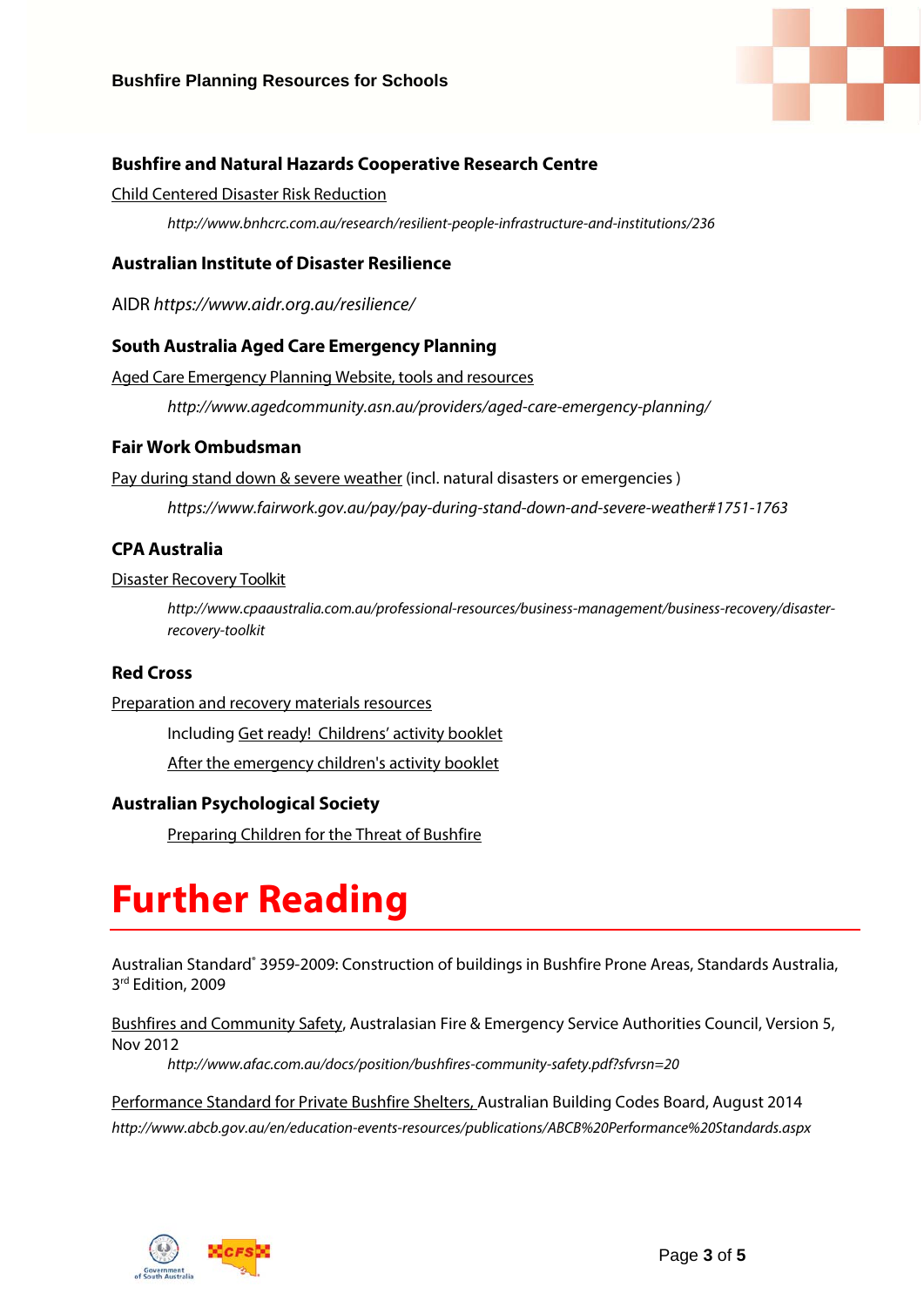### Bushfire and Natural Hazards Cooperative Research Centre

Child Centered Disaster Risk Reduction

> *http://www.bnhcrc.com.au/research/resilient-people-infrastructure-and-institutions/236*

### Australian Institute of Disaster Resilience

AIDR *https://www.aidr.org.au/resilience/*

### South Australia Aged Care Emergency Planning

Aged Care Emergency Planning Website, tools and resources

> *http://www.agedcommunity.asn.au/providers/aged-care-emergency-planning/*

### Fair Work Ombudsman

Pay during stand down & severe weather (incl. natural disasters or emergencies )

> *https://www.fairwork.gov.au/pay/pay-during-stand-down-and-severe-weather#1751-1763*

### CPA Australia

Disaster Recovery Toolkit

> *http://www.cpaaustralia.com.au/professional-resources/business-management/business-recovery/disaster-recovery-toolkit*

### Red Cross

Preparation and recovery materials resources

> Including Get ready! Childrens' activity booklet
>
> After the emergency children's activity booklet

### Australian Psychological Society

> Preparing Children for the Threat of Bushfire

# Further Reading

Australian Standard® 3959-2009: Construction of buildings in Bushfire Prone Areas, Standards Australia, 3rd Edition, 2009

Bushfires and Community Safety, Australasian Fire & Emergency Service Authorities Council, Version 5, Nov 2012

> *http://www.afac.com.au/docs/position/bushfires-community-safety.pdf?sfvrsn=20*

Performance Standard for Private Bushfire Shelters, Australian Building Codes Board, August 2014

*http://www.abcb.gov.au/en/education-events-resources/publications/ABCB%20Performance%20Standards.aspx*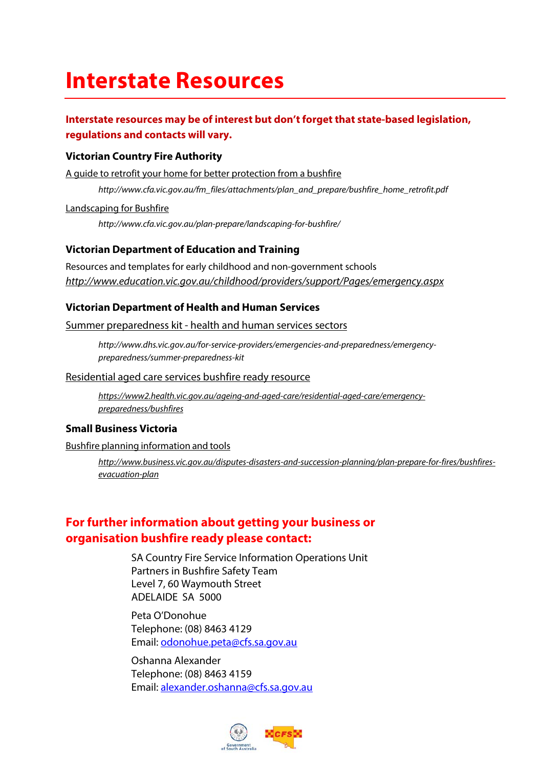# Interstate Resources

**Interstate resources may be of interest but don't forget that state-based legislation, regulations and contacts will vary.**

### Victorian Country Fire Authority

A guide to retrofit your home for better protection from a bushfire

*http://www.cfa.vic.gov.au/fm_files/attachments/plan_and_prepare/bushfire_home_retrofit.pdf*

Landscaping for Bushfire

*http://www.cfa.vic.gov.au/plan-prepare/landscaping-for-bushfire/*

### Victorian Department of Education and Training

Resources and templates for early childhood and non-government schools
*http://www.education.vic.gov.au/childhood/providers/support/Pages/emergency.aspx*

### Victorian Department of Health and Human Services

Summer preparedness kit - health and human services sectors

*http://www.dhs.vic.gov.au/for-service-providers/emergencies-and-preparedness/emergency-preparedness/summer-preparedness-kit*

Residential aged care services bushfire ready resource

*https://www2.health.vic.gov.au/ageing-and-aged-care/residential-aged-care/emergency-preparedness/bushfires*

### Small Business Victoria

Bushfire planning information and tools

*http://www.business.vic.gov.au/disputes-disasters-and-succession-planning/plan-prepare-for-fires/bushfires-evacuation-plan*

## For further information about getting your business or organisation bushfire ready please contact:

SA Country Fire Service Information Operations Unit
Partners in Bushfire Safety Team
Level 7, 60 Waymouth Street
ADELAIDE SA 5000

Peta O'Donohue
Telephone: (08) 8463 4129
Email: odonohue.peta@cfs.sa.gov.au

Oshanna Alexander
Telephone: (08) 8463 4159
Email: alexander.oshanna@cfs.sa.gov.au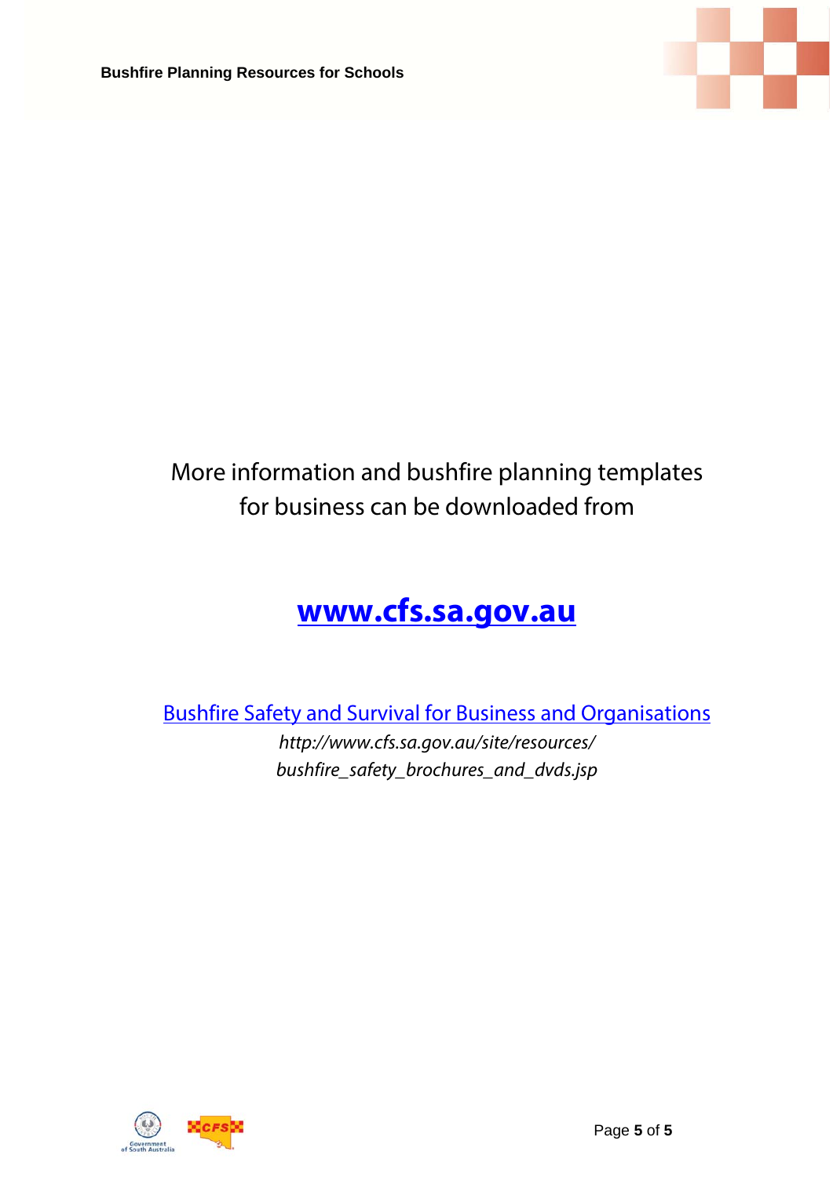More information and bushfire planning templates for business can be downloaded from

**[www.cfs.sa.gov.au](http://www.cfs.sa.gov.au)**

[Bushfire Safety and Survival for Business and Organisations](http://www.cfs.sa.gov.au/site/resources/bushfire_safety_brochures_and_dvds.jsp)

*http://www.cfs.sa.gov.au/site/resources/bushfire_safety_brochures_and_dvds.jsp*